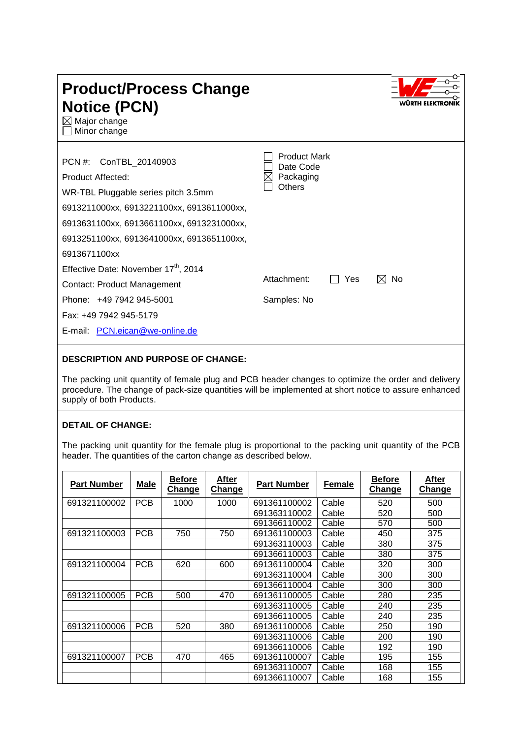# Product/Process Change Notice (PCN)

☒ Major change
☐ Minor change

PCN #: ConTBL_20140903

Product Affected:

WR-TBL Pluggable series pitch 3.5mm

6913211000xx, 6913221100xx, 6913611000xx, 6913631100xx, 6913661100xx, 6913231000xx, 6913251100xx, 6913641000xx, 6913651100xx, 6913671100xx

Effective Date: November 17th, 2014

Contact: Product Management

Phone: +49 7942 945-5001

Fax: +49 7942 945-5179

E-mail: PCN.eican@we-online.de

☐ Product Mark
☐ Date Code
☒ Packaging
☐ Others

Attachment: ☐ Yes ☒ No

Samples: No

**DESCRIPTION AND PURPOSE OF CHANGE:**

The packing unit quantity of female plug and PCB header changes to optimize the order and delivery procedure. The change of pack-size quantities will be implemented at short notice to assure enhanced supply of both Products.

**DETAIL OF CHANGE:**

The packing unit quantity for the female plug is proportional to the packing unit quantity of the PCB header. The quantities of the carton change as described below.

| Part Number | Male | Before Change | After Change | Part Number | Female | Before Change | After Change |
|---|---|---|---|---|---|---|---|
| 691321100002 | PCB | 1000 | 1000 | 691361100002 | Cable | 520 | 500 |
| | | | | 691363110002 | Cable | 520 | 500 |
| | | | | 691366110002 | Cable | 570 | 500 |
| 691321100003 | PCB | 750 | 750 | 691361100003 | Cable | 450 | 375 |
| | | | | 691363110003 | Cable | 380 | 375 |
| | | | | 691366110003 | Cable | 380 | 375 |
| 691321100004 | PCB | 620 | 600 | 691361100004 | Cable | 320 | 300 |
| | | | | 691363110004 | Cable | 300 | 300 |
| | | | | 691366110004 | Cable | 300 | 300 |
| 691321100005 | PCB | 500 | 470 | 691361100005 | Cable | 280 | 235 |
| | | | | 691363110005 | Cable | 240 | 235 |
| | | | | 691366110005 | Cable | 240 | 235 |
| 691321100006 | PCB | 520 | 380 | 691361100006 | Cable | 250 | 190 |
| | | | | 691363110006 | Cable | 200 | 190 |
| | | | | 691366110006 | Cable | 192 | 190 |
| 691321100007 | PCB | 470 | 465 | 691361100007 | Cable | 195 | 155 |
| | | | | 691363110007 | Cable | 168 | 155 |
| | | | | 691366110007 | Cable | 168 | 155 |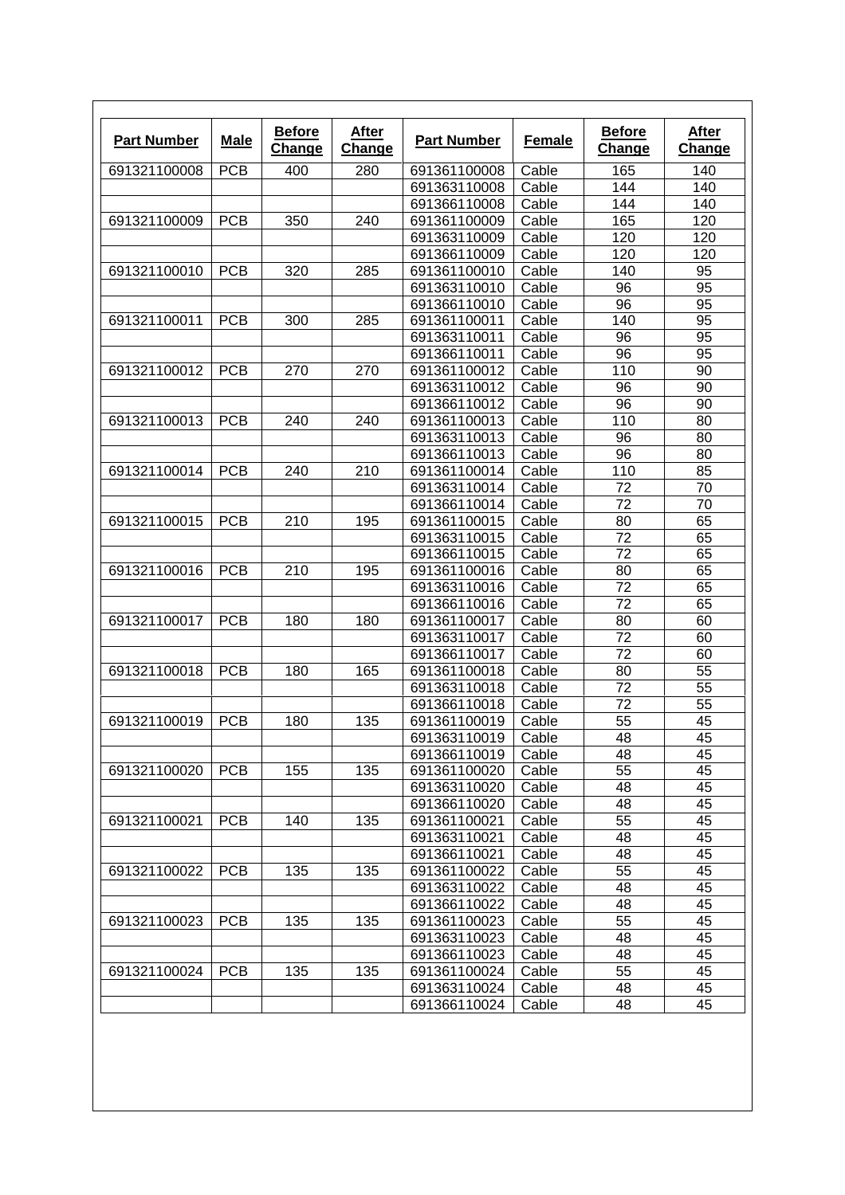| Part Number | Male | Before Change | After Change | Part Number | Female | Before Change | After Change |
|---|---|---|---|---|---|---|---|
| 691321100008 | PCB | 400 | 280 | 691361100008 | Cable | 165 | 140 |
| | | | | 691363110008 | Cable | 144 | 140 |
| | | | | 691366110008 | Cable | 144 | 140 |
| 691321100009 | PCB | 350 | 240 | 691361100009 | Cable | 165 | 120 |
| | | | | 691363110009 | Cable | 120 | 120 |
| | | | | 691366110009 | Cable | 120 | 120 |
| 691321100010 | PCB | 320 | 285 | 691361100010 | Cable | 140 | 95 |
| | | | | 691363110010 | Cable | 96 | 95 |
| | | | | 691366110010 | Cable | 96 | 95 |
| 691321100011 | PCB | 300 | 285 | 691361100011 | Cable | 140 | 95 |
| | | | | 691363110011 | Cable | 96 | 95 |
| | | | | 691366110011 | Cable | 96 | 95 |
| 691321100012 | PCB | 270 | 270 | 691361100012 | Cable | 110 | 90 |
| | | | | 691363110012 | Cable | 96 | 90 |
| | | | | 691366110012 | Cable | 96 | 90 |
| 691321100013 | PCB | 240 | 240 | 691361100013 | Cable | 110 | 80 |
| | | | | 691363110013 | Cable | 96 | 80 |
| | | | | 691366110013 | Cable | 96 | 80 |
| 691321100014 | PCB | 240 | 210 | 691361100014 | Cable | 110 | 85 |
| | | | | 691363110014 | Cable | 72 | 70 |
| | | | | 691366110014 | Cable | 72 | 70 |
| 691321100015 | PCB | 210 | 195 | 691361100015 | Cable | 80 | 65 |
| | | | | 691363110015 | Cable | 72 | 65 |
| | | | | 691366110015 | Cable | 72 | 65 |
| 691321100016 | PCB | 210 | 195 | 691361100016 | Cable | 80 | 65 |
| | | | | 691363110016 | Cable | 72 | 65 |
| | | | | 691366110016 | Cable | 72 | 65 |
| 691321100017 | PCB | 180 | 180 | 691361100017 | Cable | 80 | 60 |
| | | | | 691363110017 | Cable | 72 | 60 |
| | | | | 691366110017 | Cable | 72 | 60 |
| 691321100018 | PCB | 180 | 165 | 691361100018 | Cable | 80 | 55 |
| | | | | 691363110018 | Cable | 72 | 55 |
| | | | | 691366110018 | Cable | 72 | 55 |
| 691321100019 | PCB | 180 | 135 | 691361100019 | Cable | 55 | 45 |
| | | | | 691363110019 | Cable | 48 | 45 |
| | | | | 691366110019 | Cable | 48 | 45 |
| 691321100020 | PCB | 155 | 135 | 691361100020 | Cable | 55 | 45 |
| | | | | 691363110020 | Cable | 48 | 45 |
| | | | | 691366110020 | Cable | 48 | 45 |
| 691321100021 | PCB | 140 | 135 | 691361100021 | Cable | 55 | 45 |
| | | | | 691363110021 | Cable | 48 | 45 |
| | | | | 691366110021 | Cable | 48 | 45 |
| 691321100022 | PCB | 135 | 135 | 691361100022 | Cable | 55 | 45 |
| | | | | 691363110022 | Cable | 48 | 45 |
| | | | | 691366110022 | Cable | 48 | 45 |
| 691321100023 | PCB | 135 | 135 | 691361100023 | Cable | 55 | 45 |
| | | | | 691363110023 | Cable | 48 | 45 |
| | | | | 691366110023 | Cable | 48 | 45 |
| 691321100024 | PCB | 135 | 135 | 691361100024 | Cable | 55 | 45 |
| | | | | 691363110024 | Cable | 48 | 45 |
| | | | | 691366110024 | Cable | 48 | 45 |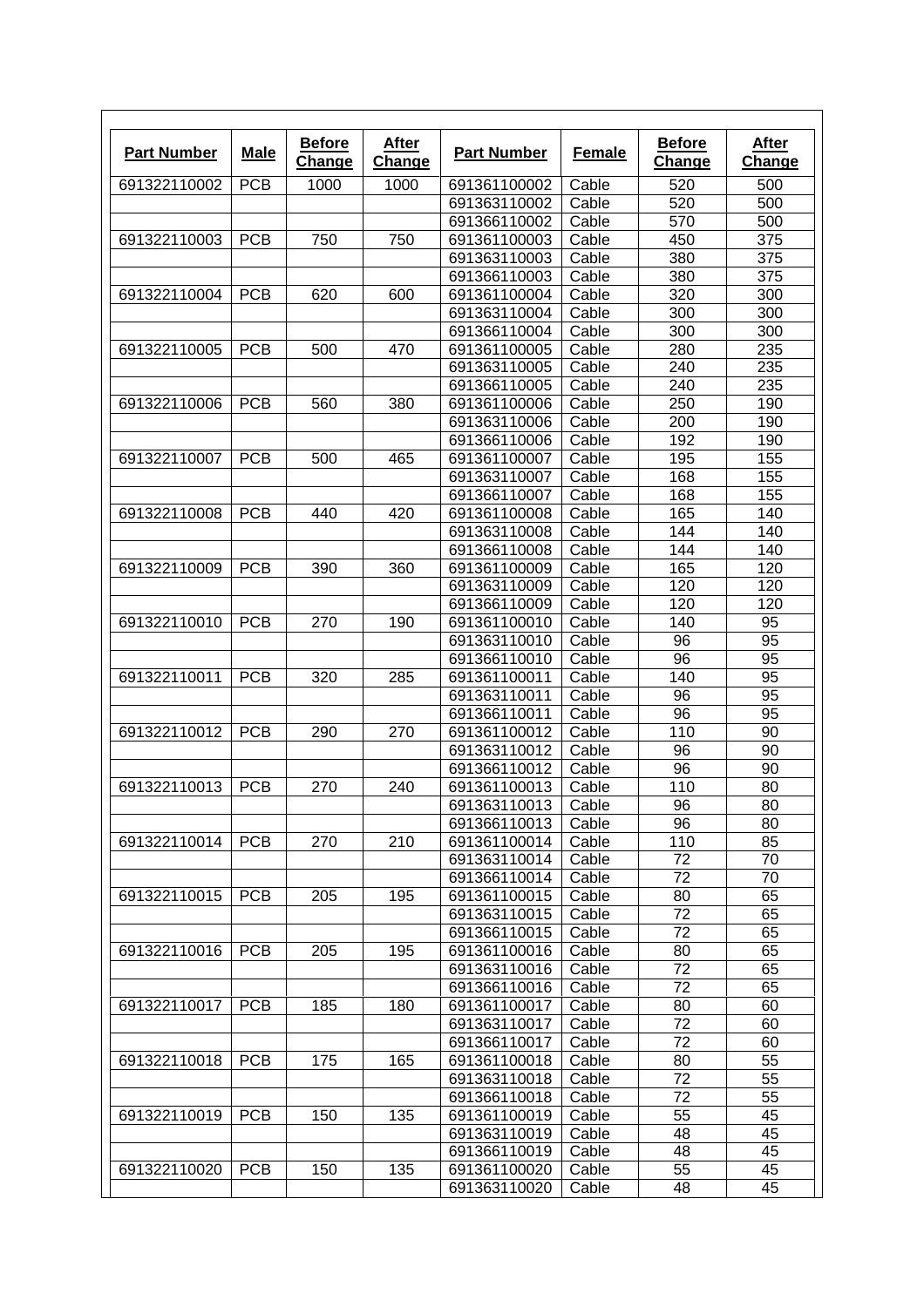| Part Number | Male | Before Change | After Change | Part Number | Female | Before Change | After Change |
|---|---|---|---|---|---|---|---|
| 691322110002 | PCB | 1000 | 1000 | 691361100002 | Cable | 520 | 500 |
| | | | | 691363110002 | Cable | 520 | 500 |
| | | | | 691366110002 | Cable | 570 | 500 |
| 691322110003 | PCB | 750 | 750 | 691361100003 | Cable | 450 | 375 |
| | | | | 691363110003 | Cable | 380 | 375 |
| | | | | 691366110003 | Cable | 380 | 375 |
| 691322110004 | PCB | 620 | 600 | 691361100004 | Cable | 320 | 300 |
| | | | | 691363110004 | Cable | 300 | 300 |
| | | | | 691366110004 | Cable | 300 | 300 |
| 691322110005 | PCB | 500 | 470 | 691361100005 | Cable | 280 | 235 |
| | | | | 691363110005 | Cable | 240 | 235 |
| | | | | 691366110005 | Cable | 240 | 235 |
| 691322110006 | PCB | 560 | 380 | 691361100006 | Cable | 250 | 190 |
| | | | | 691363110006 | Cable | 200 | 190 |
| | | | | 691366110006 | Cable | 192 | 190 |
| 691322110007 | PCB | 500 | 465 | 691361100007 | Cable | 195 | 155 |
| | | | | 691363110007 | Cable | 168 | 155 |
| | | | | 691366110007 | Cable | 168 | 155 |
| 691322110008 | PCB | 440 | 420 | 691361100008 | Cable | 165 | 140 |
| | | | | 691363110008 | Cable | 144 | 140 |
| | | | | 691366110008 | Cable | 144 | 140 |
| 691322110009 | PCB | 390 | 360 | 691361100009 | Cable | 165 | 120 |
| | | | | 691363110009 | Cable | 120 | 120 |
| | | | | 691366110009 | Cable | 120 | 120 |
| 691322110010 | PCB | 270 | 190 | 691361100010 | Cable | 140 | 95 |
| | | | | 691363110010 | Cable | 96 | 95 |
| | | | | 691366110010 | Cable | 96 | 95 |
| 691322110011 | PCB | 320 | 285 | 691361100011 | Cable | 140 | 95 |
| | | | | 691363110011 | Cable | 96 | 95 |
| | | | | 691366110011 | Cable | 96 | 95 |
| 691322110012 | PCB | 290 | 270 | 691361100012 | Cable | 110 | 90 |
| | | | | 691363110012 | Cable | 96 | 90 |
| | | | | 691366110012 | Cable | 96 | 90 |
| 691322110013 | PCB | 270 | 240 | 691361100013 | Cable | 110 | 80 |
| | | | | 691363110013 | Cable | 96 | 80 |
| | | | | 691366110013 | Cable | 96 | 80 |
| 691322110014 | PCB | 270 | 210 | 691361100014 | Cable | 110 | 85 |
| | | | | 691363110014 | Cable | 72 | 70 |
| | | | | 691366110014 | Cable | 72 | 70 |
| 691322110015 | PCB | 205 | 195 | 691361100015 | Cable | 80 | 65 |
| | | | | 691363110015 | Cable | 72 | 65 |
| | | | | 691366110015 | Cable | 72 | 65 |
| 691322110016 | PCB | 205 | 195 | 691361100016 | Cable | 80 | 65 |
| | | | | 691363110016 | Cable | 72 | 65 |
| | | | | 691366110016 | Cable | 72 | 65 |
| 691322110017 | PCB | 185 | 180 | 691361100017 | Cable | 80 | 60 |
| | | | | 691363110017 | Cable | 72 | 60 |
| | | | | 691366110017 | Cable | 72 | 60 |
| 691322110018 | PCB | 175 | 165 | 691361100018 | Cable | 80 | 55 |
| | | | | 691363110018 | Cable | 72 | 55 |
| | | | | 691366110018 | Cable | 72 | 55 |
| 691322110019 | PCB | 150 | 135 | 691361100019 | Cable | 55 | 45 |
| | | | | 691363110019 | Cable | 48 | 45 |
| | | | | 691366110019 | Cable | 48 | 45 |
| 691322110020 | PCB | 150 | 135 | 691361100020 | Cable | 55 | 45 |
| | | | | 691363110020 | Cable | 48 | 45 |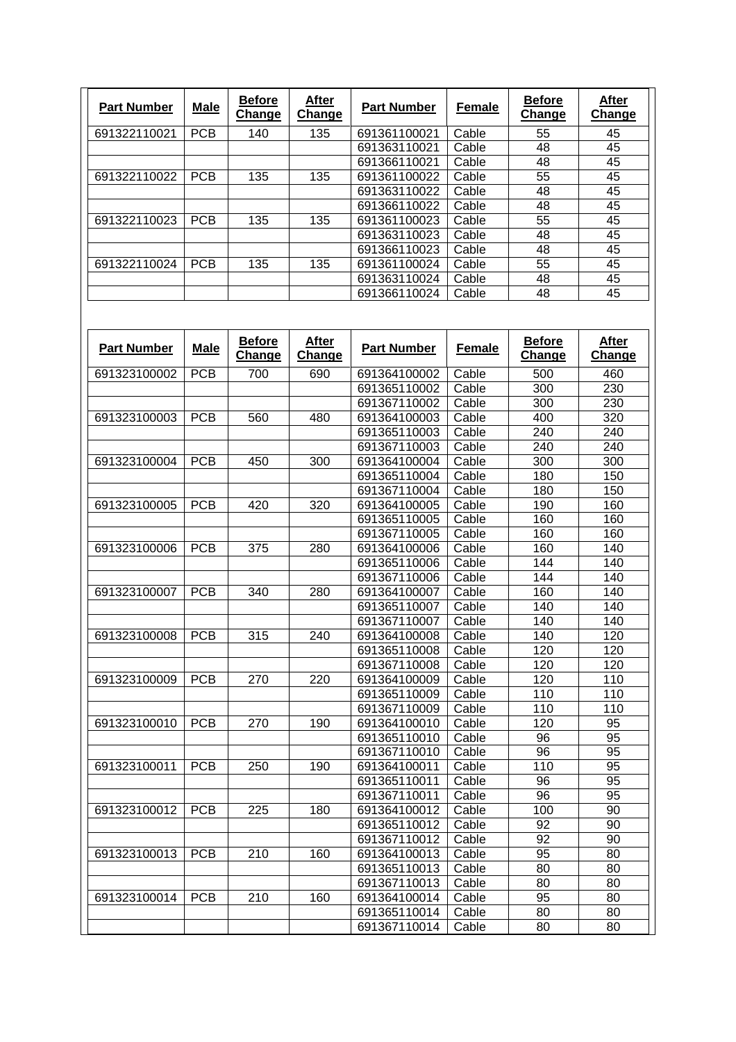| Part Number | Male | Before Change | After Change | Part Number | Female | Before Change | After Change |
|---|---|---|---|---|---|---|---|
| 691322110021 | PCB | 140 | 135 | 691361100021 | Cable | 55 | 45 |
| | | | | 691363110021 | Cable | 48 | 45 |
| | | | | 691366110021 | Cable | 48 | 45 |
| 691322110022 | PCB | 135 | 135 | 691361100022 | Cable | 55 | 45 |
| | | | | 691363110022 | Cable | 48 | 45 |
| | | | | 691366110022 | Cable | 48 | 45 |
| 691322110023 | PCB | 135 | 135 | 691361100023 | Cable | 55 | 45 |
| | | | | 691363110023 | Cable | 48 | 45 |
| | | | | 691366110023 | Cable | 48 | 45 |
| 691322110024 | PCB | 135 | 135 | 691361100024 | Cable | 55 | 45 |
| | | | | 691363110024 | Cable | 48 | 45 |
| | | | | 691366110024 | Cable | 48 | 45 |

| Part Number | Male | Before Change | After Change | Part Number | Female | Before Change | After Change |
|---|---|---|---|---|---|---|---|
| 691323100002 | PCB | 700 | 690 | 691364100002 | Cable | 500 | 460 |
| | | | | 691365110002 | Cable | 300 | 230 |
| | | | | 691367110002 | Cable | 300 | 230 |
| 691323100003 | PCB | 560 | 480 | 691364100003 | Cable | 400 | 320 |
| | | | | 691365110003 | Cable | 240 | 240 |
| | | | | 691367110003 | Cable | 240 | 240 |
| 691323100004 | PCB | 450 | 300 | 691364100004 | Cable | 300 | 300 |
| | | | | 691365110004 | Cable | 180 | 150 |
| | | | | 691367110004 | Cable | 180 | 150 |
| 691323100005 | PCB | 420 | 320 | 691364100005 | Cable | 190 | 160 |
| | | | | 691365110005 | Cable | 160 | 160 |
| | | | | 691367110005 | Cable | 160 | 160 |
| 691323100006 | PCB | 375 | 280 | 691364100006 | Cable | 160 | 140 |
| | | | | 691365110006 | Cable | 144 | 140 |
| | | | | 691367110006 | Cable | 144 | 140 |
| 691323100007 | PCB | 340 | 280 | 691364100007 | Cable | 160 | 140 |
| | | | | 691365110007 | Cable | 140 | 140 |
| | | | | 691367110007 | Cable | 140 | 140 |
| 691323100008 | PCB | 315 | 240 | 691364100008 | Cable | 140 | 120 |
| | | | | 691365110008 | Cable | 120 | 120 |
| | | | | 691367110008 | Cable | 120 | 120 |
| 691323100009 | PCB | 270 | 220 | 691364100009 | Cable | 120 | 110 |
| | | | | 691365110009 | Cable | 110 | 110 |
| | | | | 691367110009 | Cable | 110 | 110 |
| 691323100010 | PCB | 270 | 190 | 691364100010 | Cable | 120 | 95 |
| | | | | 691365110010 | Cable | 96 | 95 |
| | | | | 691367110010 | Cable | 96 | 95 |
| 691323100011 | PCB | 250 | 190 | 691364100011 | Cable | 110 | 95 |
| | | | | 691365110011 | Cable | 96 | 95 |
| | | | | 691367110011 | Cable | 96 | 95 |
| 691323100012 | PCB | 225 | 180 | 691364100012 | Cable | 100 | 90 |
| | | | | 691365110012 | Cable | 92 | 90 |
| | | | | 691367110012 | Cable | 92 | 90 |
| 691323100013 | PCB | 210 | 160 | 691364100013 | Cable | 95 | 80 |
| | | | | 691365110013 | Cable | 80 | 80 |
| | | | | 691367110013 | Cable | 80 | 80 |
| 691323100014 | PCB | 210 | 160 | 691364100014 | Cable | 95 | 80 |
| | | | | 691365110014 | Cable | 80 | 80 |
| | | | | 691367110014 | Cable | 80 | 80 |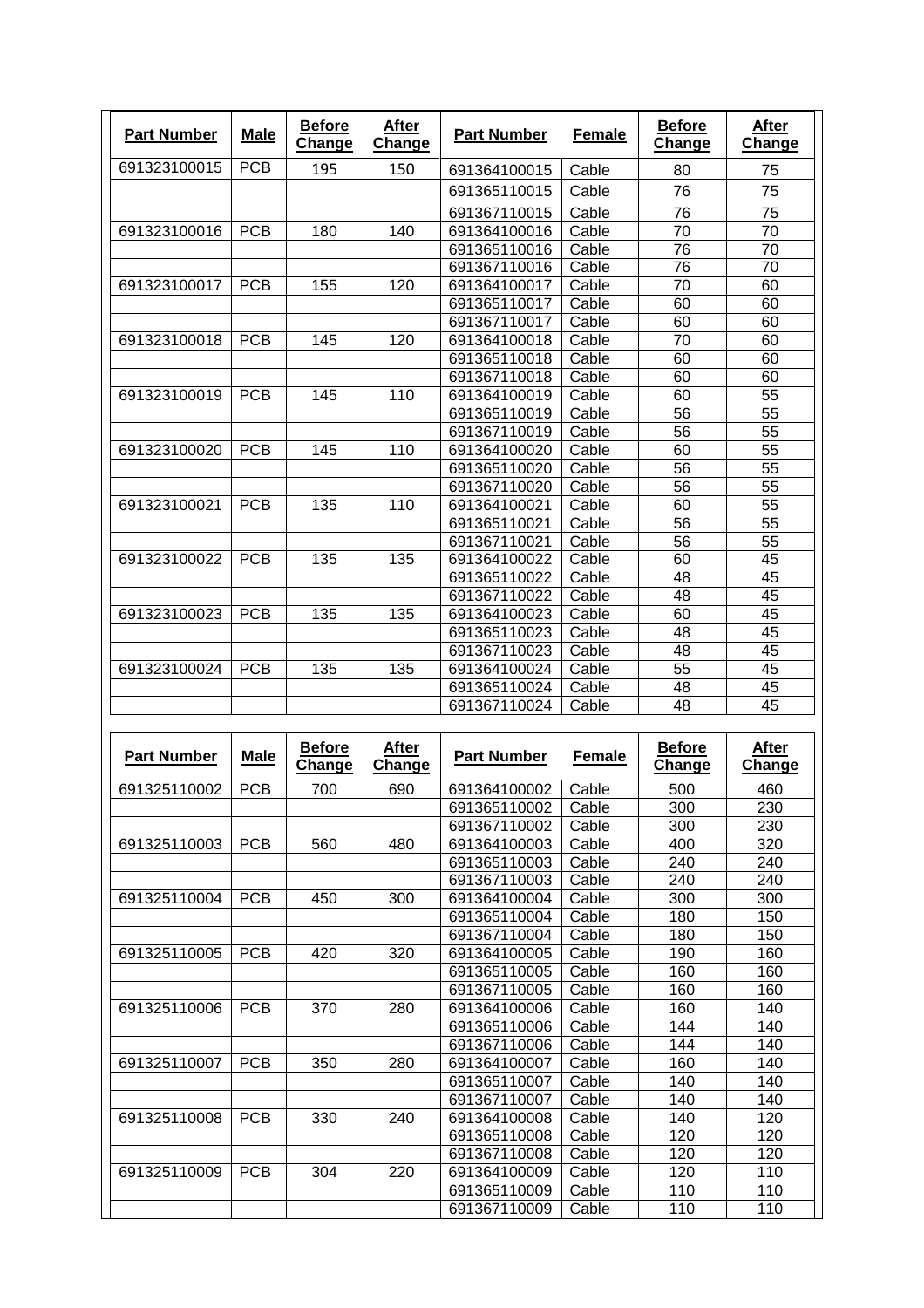| **Part Number** | **Male** | **Before Change** | **After Change** | **Part Number** | **Female** | **Before Change** | **After Change** |
|---|---|---|---|---|---|---|---|
| 691323100015 | PCB | 195 | 150 | 691364100015 | Cable | 80 | 75 |
| | | | | 691365110015 | Cable | 76 | 75 |
| | | | | 691367110015 | Cable | 76 | 75 |
| 691323100016 | PCB | 180 | 140 | 691364100016 | Cable | 70 | 70 |
| | | | | 691365110016 | Cable | 76 | 70 |
| | | | | 691367110016 | Cable | 76 | 70 |
| 691323100017 | PCB | 155 | 120 | 691364100017 | Cable | 70 | 60 |
| | | | | 691365110017 | Cable | 60 | 60 |
| | | | | 691367110017 | Cable | 60 | 60 |
| 691323100018 | PCB | 145 | 120 | 691364100018 | Cable | 70 | 60 |
| | | | | 691365110018 | Cable | 60 | 60 |
| | | | | 691367110018 | Cable | 60 | 60 |
| 691323100019 | PCB | 145 | 110 | 691364100019 | Cable | 60 | 55 |
| | | | | 691365110019 | Cable | 56 | 55 |
| | | | | 691367110019 | Cable | 56 | 55 |
| 691323100020 | PCB | 145 | 110 | 691364100020 | Cable | 60 | 55 |
| | | | | 691365110020 | Cable | 56 | 55 |
| | | | | 691367110020 | Cable | 56 | 55 |
| 691323100021 | PCB | 135 | 110 | 691364100021 | Cable | 60 | 55 |
| | | | | 691365110021 | Cable | 56 | 55 |
| | | | | 691367110021 | Cable | 56 | 55 |
| 691323100022 | PCB | 135 | 135 | 691364100022 | Cable | 60 | 45 |
| | | | | 691365110022 | Cable | 48 | 45 |
| | | | | 691367110022 | Cable | 48 | 45 |
| 691323100023 | PCB | 135 | 135 | 691364100023 | Cable | 60 | 45 |
| | | | | 691365110023 | Cable | 48 | 45 |
| | | | | 691367110023 | Cable | 48 | 45 |
| 691323100024 | PCB | 135 | 135 | 691364100024 | Cable | 55 | 45 |
| | | | | 691365110024 | Cable | 48 | 45 |
| | | | | 691367110024 | Cable | 48 | 45 |

| **Part Number** | **Male** | **Before Change** | **After Change** | **Part Number** | **Female** | **Before Change** | **After Change** |
|---|---|---|---|---|---|---|---|
| 691325110002 | PCB | 700 | 690 | 691364100002 | Cable | 500 | 460 |
| | | | | 691365110002 | Cable | 300 | 230 |
| | | | | 691367110002 | Cable | 300 | 230 |
| 691325110003 | PCB | 560 | 480 | 691364100003 | Cable | 400 | 320 |
| | | | | 691365110003 | Cable | 240 | 240 |
| | | | | 691367110003 | Cable | 240 | 240 |
| 691325110004 | PCB | 450 | 300 | 691364100004 | Cable | 300 | 300 |
| | | | | 691365110004 | Cable | 180 | 150 |
| | | | | 691367110004 | Cable | 180 | 150 |
| 691325110005 | PCB | 420 | 320 | 691364100005 | Cable | 190 | 160 |
| | | | | 691365110005 | Cable | 160 | 160 |
| | | | | 691367110005 | Cable | 160 | 160 |
| 691325110006 | PCB | 370 | 280 | 691364100006 | Cable | 160 | 140 |
| | | | | 691365110006 | Cable | 144 | 140 |
| | | | | 691367110006 | Cable | 144 | 140 |
| 691325110007 | PCB | 350 | 280 | 691364100007 | Cable | 160 | 140 |
| | | | | 691365110007 | Cable | 140 | 140 |
| | | | | 691367110007 | Cable | 140 | 140 |
| 691325110008 | PCB | 330 | 240 | 691364100008 | Cable | 140 | 120 |
| | | | | 691365110008 | Cable | 120 | 120 |
| | | | | 691367110008 | Cable | 120 | 120 |
| 691325110009 | PCB | 304 | 220 | 691364100009 | Cable | 120 | 110 |
| | | | | 691365110009 | Cable | 110 | 110 |
| | | | | 691367110009 | Cable | 110 | 110 |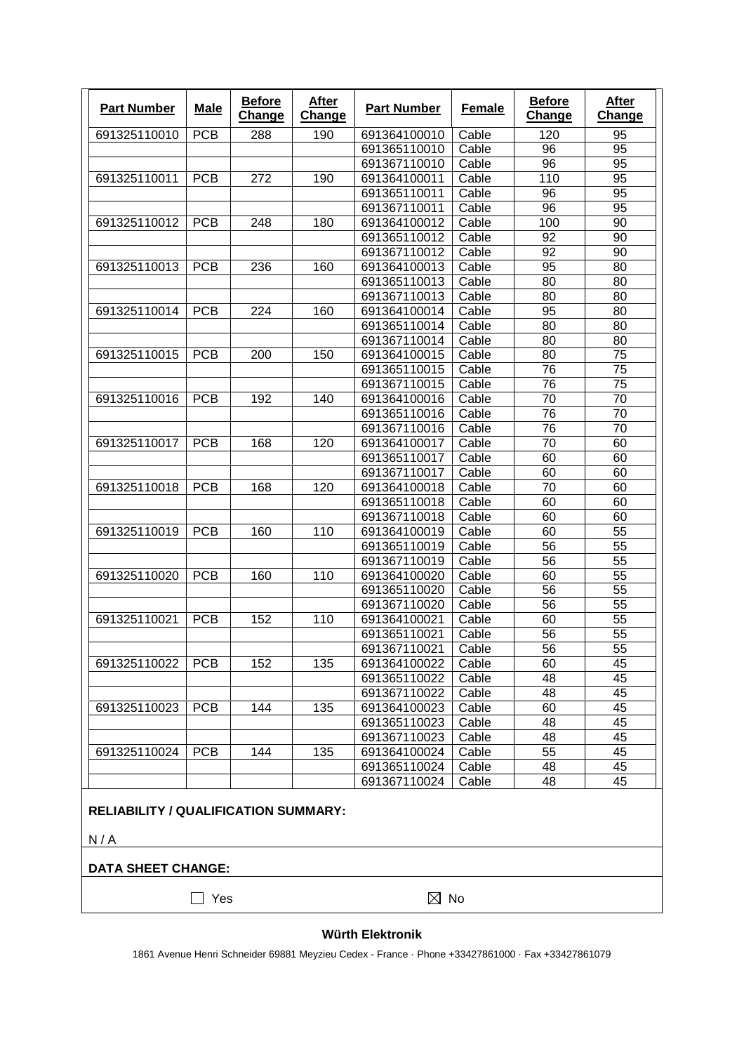| Part Number | Male | Before Change | After Change | Part Number | Female | Before Change | After Change |
|---|---|---|---|---|---|---|---|
| 691325110010 | PCB | 288 | 190 | 691364100010 | Cable | 120 | 95 |
| | | | | 691365110010 | Cable | 96 | 95 |
| | | | | 691367110010 | Cable | 96 | 95 |
| 691325110011 | PCB | 272 | 190 | 691364100011 | Cable | 110 | 95 |
| | | | | 691365110011 | Cable | 96 | 95 |
| | | | | 691367110011 | Cable | 96 | 95 |
| 691325110012 | PCB | 248 | 180 | 691364100012 | Cable | 100 | 90 |
| | | | | 691365110012 | Cable | 92 | 90 |
| | | | | 691367110012 | Cable | 92 | 90 |
| 691325110013 | PCB | 236 | 160 | 691364100013 | Cable | 95 | 80 |
| | | | | 691365110013 | Cable | 80 | 80 |
| | | | | 691367110013 | Cable | 80 | 80 |
| 691325110014 | PCB | 224 | 160 | 691364100014 | Cable | 95 | 80 |
| | | | | 691365110014 | Cable | 80 | 80 |
| | | | | 691367110014 | Cable | 80 | 80 |
| 691325110015 | PCB | 200 | 150 | 691364100015 | Cable | 80 | 75 |
| | | | | 691365110015 | Cable | 76 | 75 |
| | | | | 691367110015 | Cable | 76 | 75 |
| 691325110016 | PCB | 192 | 140 | 691364100016 | Cable | 70 | 70 |
| | | | | 691365110016 | Cable | 76 | 70 |
| | | | | 691367110016 | Cable | 76 | 70 |
| 691325110017 | PCB | 168 | 120 | 691364100017 | Cable | 70 | 60 |
| | | | | 691365110017 | Cable | 60 | 60 |
| | | | | 691367110017 | Cable | 60 | 60 |
| 691325110018 | PCB | 168 | 120 | 691364100018 | Cable | 70 | 60 |
| | | | | 691365110018 | Cable | 60 | 60 |
| | | | | 691367110018 | Cable | 60 | 60 |
| 691325110019 | PCB | 160 | 110 | 691364100019 | Cable | 60 | 55 |
| | | | | 691365110019 | Cable | 56 | 55 |
| | | | | 691367110019 | Cable | 56 | 55 |
| 691325110020 | PCB | 160 | 110 | 691364100020 | Cable | 60 | 55 |
| | | | | 691365110020 | Cable | 56 | 55 |
| | | | | 691367110020 | Cable | 56 | 55 |
| 691325110021 | PCB | 152 | 110 | 691364100021 | Cable | 60 | 55 |
| | | | | 691365110021 | Cable | 56 | 55 |
| | | | | 691367110021 | Cable | 56 | 55 |
| 691325110022 | PCB | 152 | 135 | 691364100022 | Cable | 60 | 45 |
| | | | | 691365110022 | Cable | 48 | 45 |
| | | | | 691367110022 | Cable | 48 | 45 |
| 691325110023 | PCB | 144 | 135 | 691364100023 | Cable | 60 | 45 |
| | | | | 691365110023 | Cable | 48 | 45 |
| | | | | 691367110023 | Cable | 48 | 45 |
| 691325110024 | PCB | 144 | 135 | 691364100024 | Cable | 55 | 45 |
| | | | | 691365110024 | Cable | 48 | 45 |
| | | | | 691367110024 | Cable | 48 | 45 |

**RELIABILITY / QUALIFICATION SUMMARY:**

N / A

**DATA SHEET CHANGE:**

☐ Yes ☒ No

**Würth Elektronik**

1861 Avenue Henri Schneider 69881 Meyzieu Cedex - France · Phone +33427861000 · Fax +33427861079